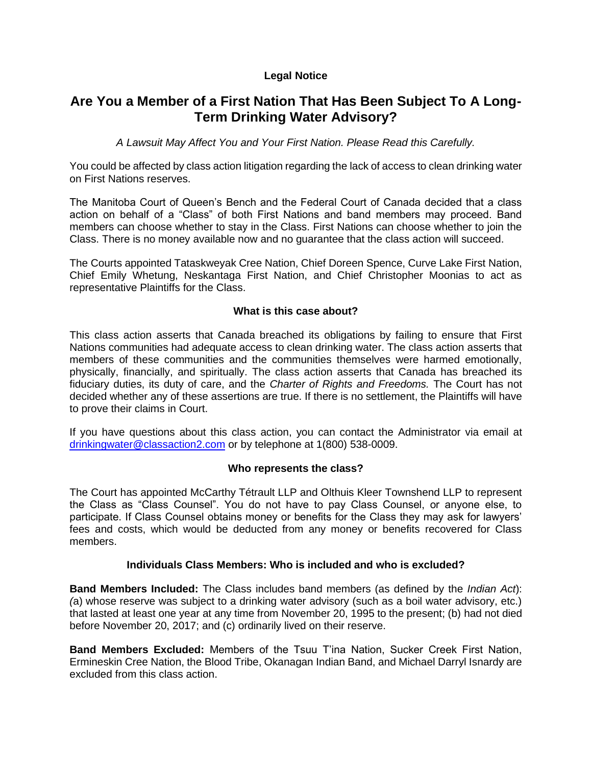**Legal Notice**

# Are You a Member of a First Nation That Has Been Subject To A Long-Term Drinking Water Advisory?

*A Lawsuit May Affect You and Your First Nation. Please Read this Carefully.*

You could be affected by class action litigation regarding the lack of access to clean drinking water on First Nations reserves.

The Manitoba Court of Queen's Bench and the Federal Court of Canada decided that a class action on behalf of a "Class" of both First Nations and band members may proceed. Band members can choose whether to stay in the Class. First Nations can choose whether to join the Class. There is no money available now and no guarantee that the class action will succeed.

The Courts appointed Tataskweyak Cree Nation, Chief Doreen Spence, Curve Lake First Nation, Chief Emily Whetung, Neskantaga First Nation, and Chief Christopher Moonias to act as representative Plaintiffs for the Class.

## What is this case about?

This class action asserts that Canada breached its obligations by failing to ensure that First Nations communities had adequate access to clean drinking water. The class action asserts that members of these communities and the communities themselves were harmed emotionally, physically, financially, and spiritually. The class action asserts that Canada has breached its fiduciary duties, its duty of care, and the *Charter of Rights and Freedoms.* The Court has not decided whether any of these assertions are true. If there is no settlement, the Plaintiffs will have to prove their claims in Court.

If you have questions about this class action, you can contact the Administrator via email at drinkingwater@classaction2.com or by telephone at 1(800) 538-0009.

## Who represents the class?

The Court has appointed McCarthy Tétrault LLP and Olthuis Kleer Townshend LLP to represent the Class as "Class Counsel". You do not have to pay Class Counsel, or anyone else, to participate. If Class Counsel obtains money or benefits for the Class they may ask for lawyers' fees and costs, which would be deducted from any money or benefits recovered for Class members.

## Individuals Class Members: Who is included and who is excluded?

**Band Members Included:** The Class includes band members (as defined by the *Indian Act*): *(*a) whose reserve was subject to a drinking water advisory (such as a boil water advisory, etc.) that lasted at least one year at any time from November 20, 1995 to the present; (b) had not died before November 20, 2017; and (c) ordinarily lived on their reserve.

**Band Members Excluded:** Members of the Tsuu T'ina Nation, Sucker Creek First Nation, Ermineskin Cree Nation, the Blood Tribe, Okanagan Indian Band, and Michael Darryl Isnardy are excluded from this class action.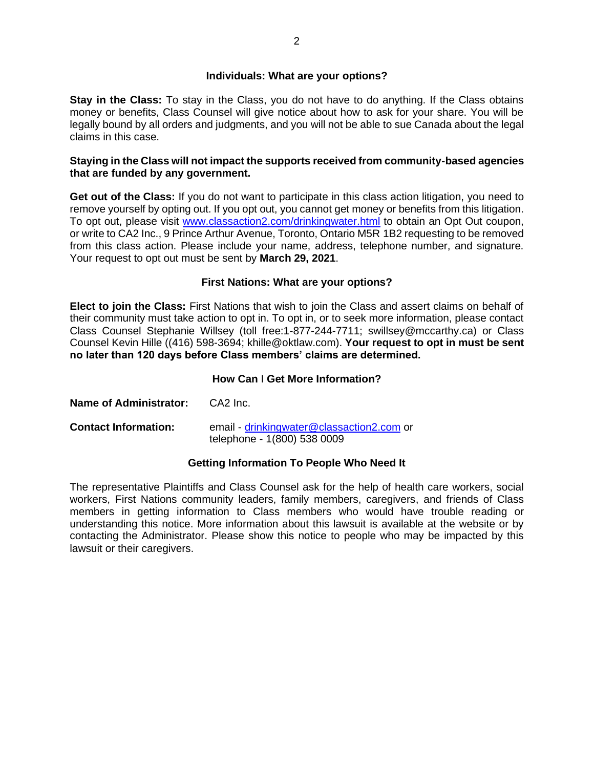## Individuals: What are your options?

**Stay in the Class:** To stay in the Class, you do not have to do anything. If the Class obtains money or benefits, Class Counsel will give notice about how to ask for your share. You will be legally bound by all orders and judgments, and you will not be able to sue Canada about the legal claims in this case.

**Staying in the Class will not impact the supports received from community-based agencies that are funded by any government.**

**Get out of the Class:** If you do not want to participate in this class action litigation, you need to remove yourself by opting out. If you opt out, you cannot get money or benefits from this litigation. To opt out, please visit www.classaction2.com/drinkingwater.html to obtain an Opt Out coupon, or write to CA2 Inc., 9 Prince Arthur Avenue, Toronto, Ontario M5R 1B2 requesting to be removed from this class action. Please include your name, address, telephone number, and signature. Your request to opt out must be sent by **March 29, 2021**.

## First Nations: What are your options?

**Elect to join the Class:** First Nations that wish to join the Class and assert claims on behalf of their community must take action to opt in. To opt in, or to seek more information, please contact Class Counsel Stephanie Willsey (toll free:1-877-244-7711; swillsey@mccarthy.ca) or Class Counsel Kevin Hille ((416) 598-3694; khille@oktlaw.com). **Your request to opt in must be sent no later than 120 days before Class members' claims are determined.**

## How Can I Get More Information?

**Name of Administrator:** CA2 Inc.

**Contact Information:** email - drinkingwater@classaction2.com or telephone - 1(800) 538 0009

## Getting Information To People Who Need It

The representative Plaintiffs and Class Counsel ask for the help of health care workers, social workers, First Nations community leaders, family members, caregivers, and friends of Class members in getting information to Class members who would have trouble reading or understanding this notice. More information about this lawsuit is available at the website or by contacting the Administrator. Please show this notice to people who may be impacted by this lawsuit or their caregivers.